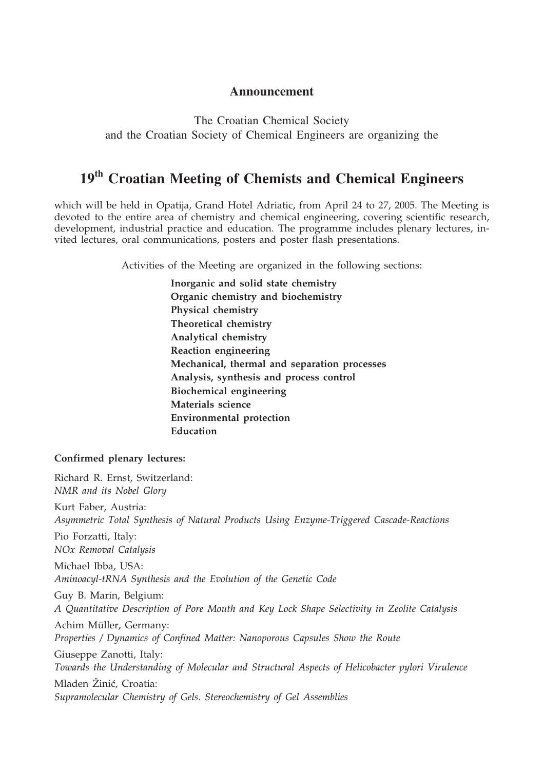## Announcement

The Croatian Chemical Society
and the Croatian Society of Chemical Engineers are organizing the

# $19^{th}$ Croatian Meeting of Chemists and Chemical Engineers

which will be held in Opatija, Grand Hotel Adriatic, from April 24 to 27, 2005. The Meeting is devoted to the entire area of chemistry and chemical engineering, covering scientific research, development, industrial practice and education. The programme includes plenary lectures, invited lectures, oral communications, posters and poster flash presentations.

Activities of the Meeting are organized in the following sections:

**Inorganic and solid state chemistry**
**Organic chemistry and biochemistry**
**Physical chemistry**
**Theoretical chemistry**
**Analytical chemistry**
**Reaction engineering**
**Mechanical, thermal and separation processes**
**Analysis, synthesis and process control**
**Biochemical engineering**
**Materials science**
**Environmental protection**
**Education**

**Confirmed plenary lectures:**

Richard R. Ernst, Switzerland:
*NMR and its Nobel Glory*

Kurt Faber, Austria:
*Asymmetric Total Synthesis of Natural Products Using Enzyme-Triggered Cascade-Reactions*

Pio Forzatti, Italy:
*NOx Removal Catalysis*

Michael Ibba, USA:
*Aminoacyl-tRNA Synthesis and the Evolution of the Genetic Code*

Guy B. Marin, Belgium:
*A Quantitative Description of Pore Mouth and Key Lock Shape Selectivity in Zeolite Catalysis*

Achim Müller, Germany:
*Properties / Dynamics of Confined Matter: Nanoporous Capsules Show the Route*

Giuseppe Zanotti, Italy:
*Towards the Understanding of Molecular and Structural Aspects of Helicobacter pylori Virulence*

Mladen Žinić, Croatia:
*Supramolecular Chemistry of Gels. Stereochemistry of Gel Assemblies*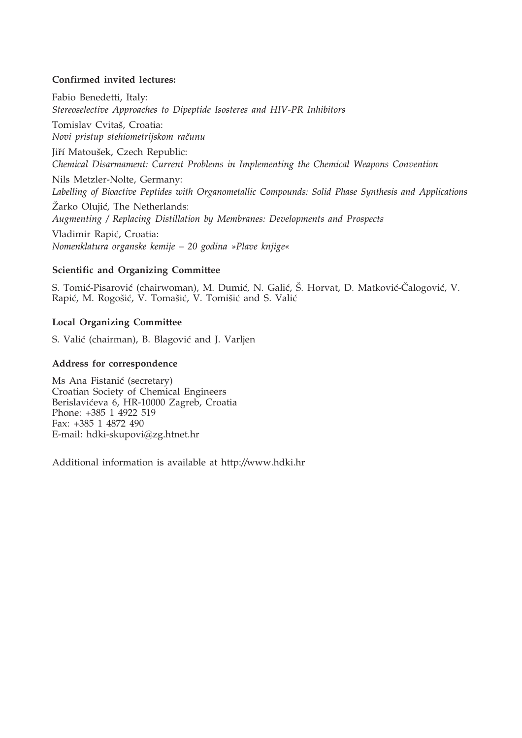**Confirmed invited lectures:**

Fabio Benedetti, Italy:
*Stereoselective Approaches to Dipeptide Isosteres and HIV-PR Inhibitors*

Tomislav Cvitaš, Croatia:
*Novi pristup stehiometrijskom računu*

Jiří Matoušek, Czech Republic:
*Chemical Disarmament: Current Problems in Implementing the Chemical Weapons Convention*

Nils Metzler-Nolte, Germany:
*Labelling of Bioactive Peptides with Organometallic Compounds: Solid Phase Synthesis and Applications*

Žarko Olujić, The Netherlands:
*Augmenting / Replacing Distillation by Membranes: Developments and Prospects*

Vladimir Rapić, Croatia:
*Nomenklatura organske kemije – 20 godina »Plave knjige«*

**Scientific and Organizing Committee**

S. Tomić-Pisarović (chairwoman), M. Dumić, N. Galić, Š. Horvat, D. Matković-Čalogović, V. Rapić, M. Rogošić, V. Tomašić, V. Tomišić and S. Valić

**Local Organizing Committee**

S. Valić (chairman), B. Blagović and J. Varljen

**Address for correspondence**

Ms Ana Fistanić (secretary)
Croatian Society of Chemical Engineers
Berislavićeva 6, HR-10000 Zagreb, Croatia
Phone: +385 1 4922 519
Fax: +385 1 4872 490
E-mail: hdki-skupovi@zg.htnet.hr

Additional information is available at http://www.hdki.hr